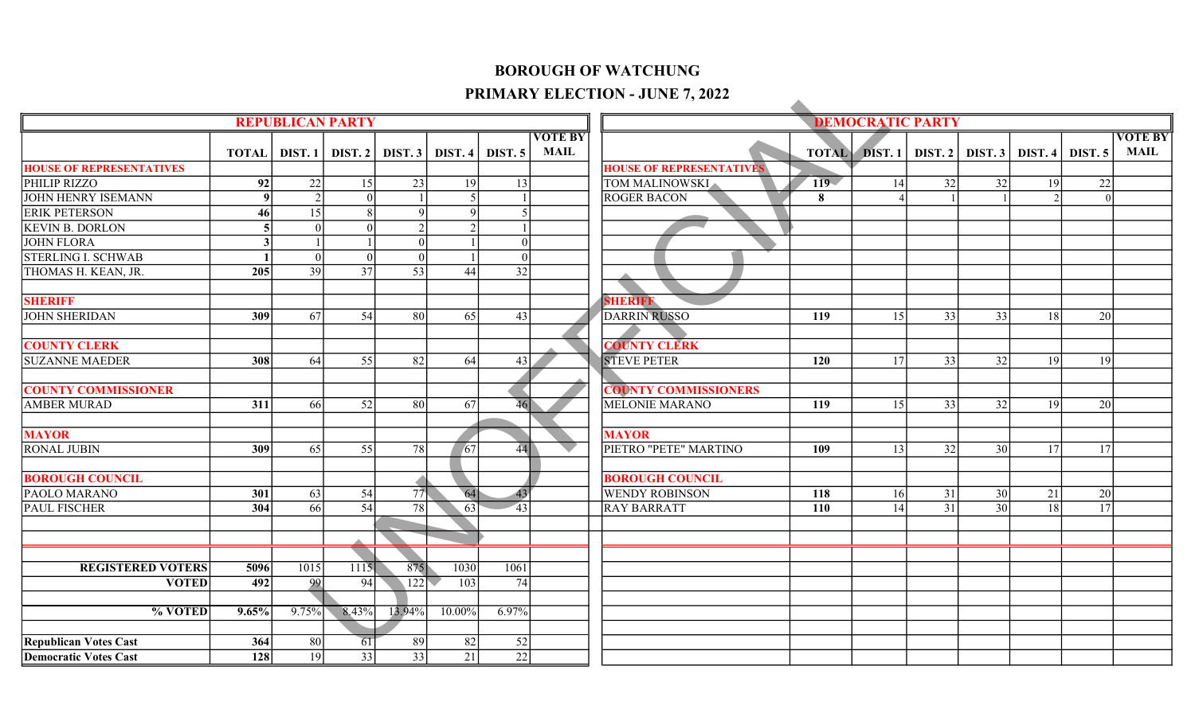# BOROUGH OF WATCHUNG

## PRIMARY ELECTION - JUNE 7, 2022

UNOFFICIAL

### REPUBLICAN PARTY

| | TOTAL | DIST. 1 | DIST. 2 | DIST. 3 | DIST. 4 | DIST. 5 | VOTE BY MAIL |
|---|---|---|---|---|---|---|---|
| **HOUSE OF REPRESENTATIVES** | | | | | | | |
| PHILIP RIZZO | **92** | 22 | 15 | 23 | 19 | 13 | |
| JOHN HENRY ISEMANN | **9** | 2 | 0 | 1 | 5 | 1 | |
| ERIK PETERSON | **46** | 15 | 8 | 9 | 9 | 5 | |
| KEVIN B. DORLON | **5** | 0 | 0 | 2 | 2 | 1 | |
| JOHN FLORA | **3** | 1 | 1 | 0 | 1 | 0 | |
| STERLING I. SCHWAB | **1** | 0 | 0 | 0 | 1 | 0 | |
| THOMAS H. KEAN, JR. | **205** | 39 | 37 | 53 | 44 | 32 | |
| **SHERIFF** | | | | | | | |
| JOHN SHERIDAN | **309** | 67 | 54 | 80 | 65 | 43 | |
| **COUNTY CLERK** | | | | | | | |
| SUZANNE MAEDER | **308** | 64 | 55 | 82 | 64 | 43 | |
| **COUNTY COMMISSIONER** | | | | | | | |
| AMBER MURAD | **311** | 66 | 52 | 80 | 67 | 46 | |
| **MAYOR** | | | | | | | |
| RONAL JUBIN | **309** | 65 | 55 | 78 | 67 | 44 | |
| **BOROUGH COUNCIL** | | | | | | | |
| PAOLO MARANO | **301** | 63 | 54 | 77 | 64 | 43 | |
| PAUL FISCHER | **304** | 66 | 54 | 78 | 63 | 43 | |
| **REGISTERED VOTERS** | **5096** | 1015 | 1115 | 875 | 1030 | 1061 | |
| **VOTED** | **492** | 99 | 94 | 122 | 103 | 74 | |
| **% VOTED** | **9.65%** | 9.75% | 8.43% | 13.94% | 10.00% | 6.97% | |
| **Republican Votes Cast** | **364** | 80 | 61 | 89 | 82 | 52 | |
| **Democratic Votes Cast** | **128** | 19 | 33 | 33 | 21 | 22 | |

### DEMOCRATIC PARTY

| | TOTAL | DIST. 1 | DIST. 2 | DIST. 3 | DIST. 4 | DIST. 5 | VOTE BY MAIL |
|---|---|---|---|---|---|---|---|
| **HOUSE OF REPRESENTATIVES** | | | | | | | |
| TOM MALINOWSKI | **119** | 14 | 32 | 32 | 19 | 22 | |
| ROGER BACON | **8** | 4 | 1 | 1 | 2 | 0 | |
| **SHERIFF** | | | | | | | |
| DARRIN RUSSO | **119** | 15 | 33 | 33 | 18 | 20 | |
| **COUNTY CLERK** | | | | | | | |
| STEVE PETER | **120** | 17 | 33 | 32 | 19 | 19 | |
| **COUNTY COMMISSIONERS** | | | | | | | |
| MELONIE MARANO | **119** | 15 | 33 | 32 | 19 | 20 | |
| **MAYOR** | | | | | | | |
| PIETRO "PETE" MARTINO | **109** | 13 | 32 | 30 | 17 | 17 | |
| **BOROUGH COUNCIL** | | | | | | | |
| WENDY ROBINSON | **118** | 16 | 31 | 30 | 21 | 20 | |
| RAY BARRATT | **110** | 14 | 31 | 30 | 18 | 17 | |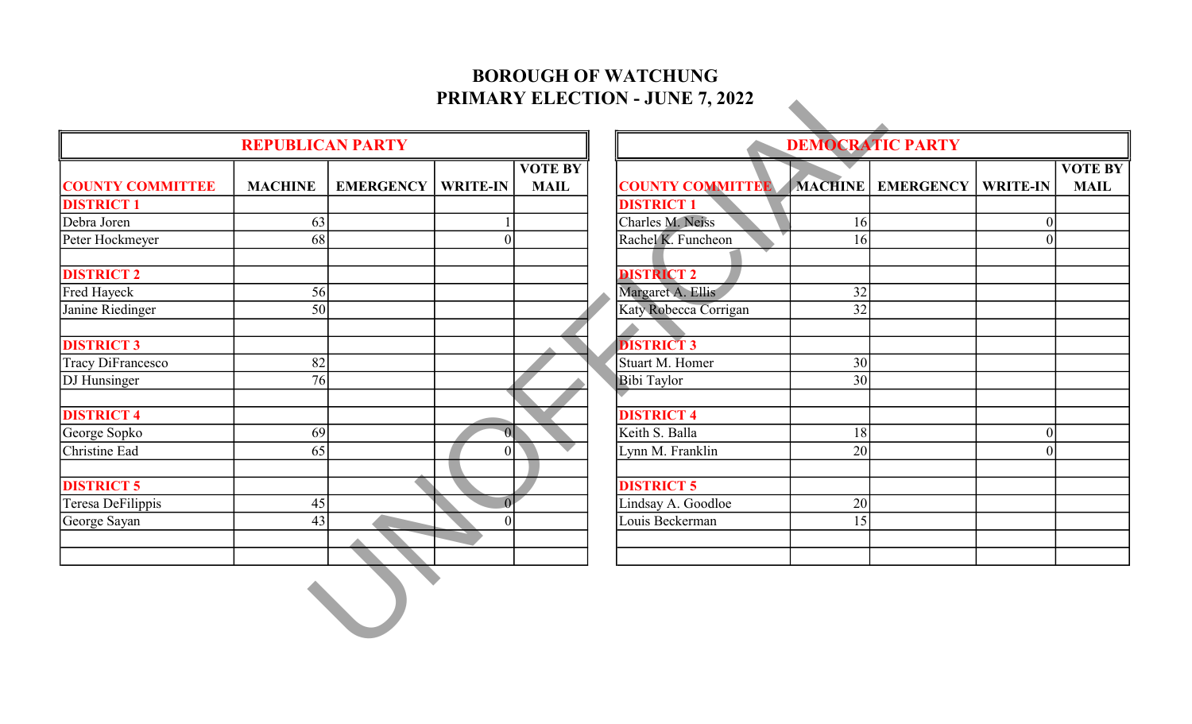# BOROUGH OF WATCHUNG
## PRIMARY ELECTION - JUNE 7, 2022

UNOFFICIAL

| REPUBLICAN PARTY | | | | |
|---|---|---|---|---|
| **COUNTY COMMITTEE** | **MACHINE** | **EMERGENCY** | **WRITE-IN** | **VOTE BY MAIL** |
| **DISTRICT 1** | | | | |
| Debra Joren | 63 | | 1 | |
| Peter Hockmeyer | 68 | | 0 | |
| | | | | |
| **DISTRICT 2** | | | | |
| Fred Hayeck | 56 | | | |
| Janine Riedinger | 50 | | | |
| | | | | |
| **DISTRICT 3** | | | | |
| Tracy DiFrancesco | 82 | | | |
| DJ Hunsinger | 76 | | | |
| | | | | |
| **DISTRICT 4** | | | | |
| George Sopko | 69 | | 0 | |
| Christine Ead | 65 | | 0 | |
| | | | | |
| **DISTRICT 5** | | | | |
| Teresa DeFilippis | 45 | | 0 | |
| George Sayan | 43 | | 0 | |

| DEMOCRATIC PARTY | | | | |
|---|---|---|---|---|
| **COUNTY COMMITTEE** | **MACHINE** | **EMERGENCY** | **WRITE-IN** | **VOTE BY MAIL** |
| **DISTRICT 1** | | | | |
| Charles M. Neiss | 16 | | 0 | |
| Rachel K. Funcheon | 16 | | 0 | |
| | | | | |
| **DISTRICT 2** | | | | |
| Margaret A. Ellis | 32 | | | |
| Katy Robecca Corrigan | 32 | | | |
| | | | | |
| **DISTRICT 3** | | | | |
| Stuart M. Homer | 30 | | | |
| Bibi Taylor | 30 | | | |
| | | | | |
| **DISTRICT 4** | | | | |
| Keith S. Balla | 18 | | 0 | |
| Lynn M. Franklin | 20 | | 0 | |
| | | | | |
| **DISTRICT 5** | | | | |
| Lindsay A. Goodloe | 20 | | | |
| Louis Beckerman | 15 | | | |